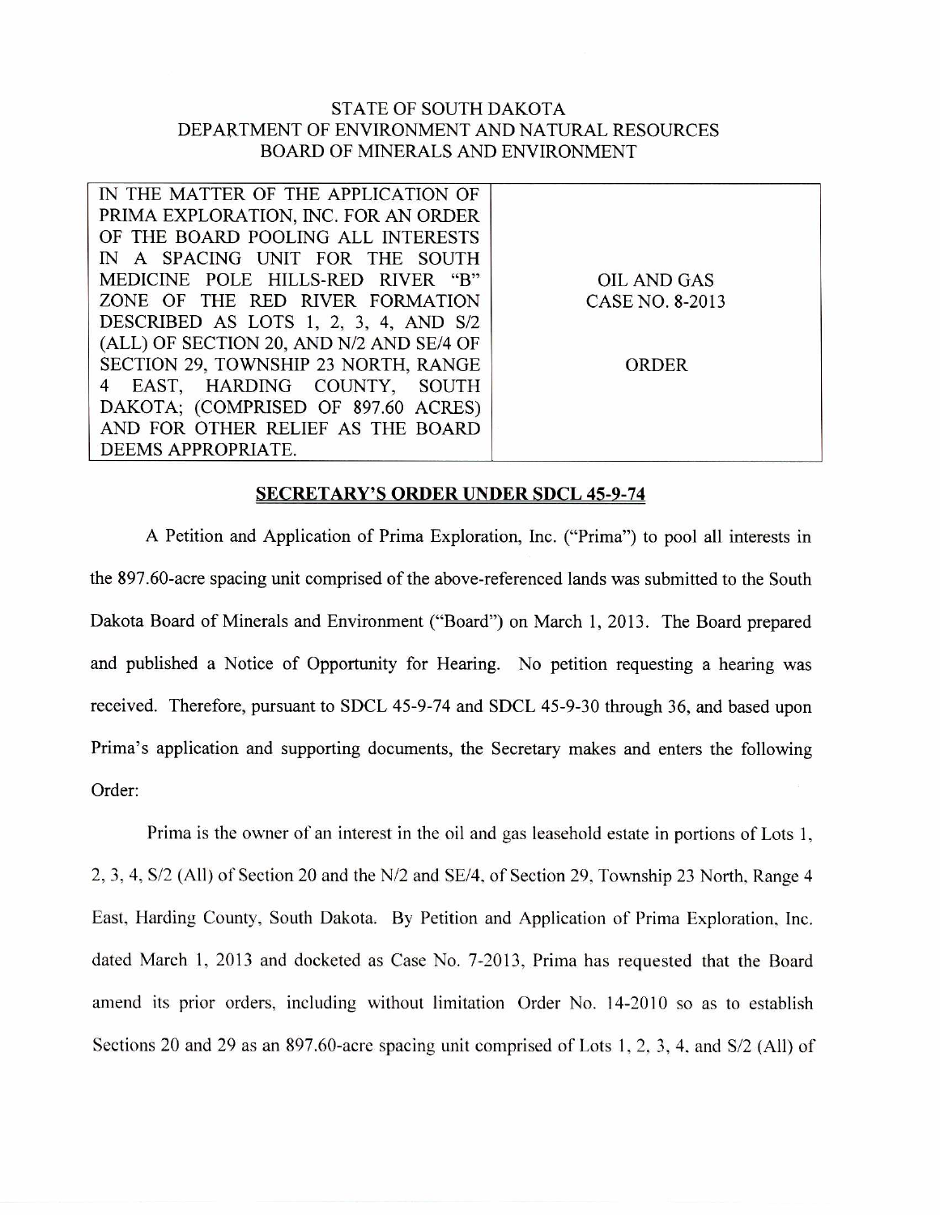STATE OF SOUTH DAKOTA
DEPARTMENT OF ENVIRONMENT AND NATURAL RESOURCES
BOARD OF MINERALS AND ENVIRONMENT

| IN THE MATTER OF THE APPLICATION OF PRIMA EXPLORATION, INC. FOR AN ORDER OF THE BOARD POOLING ALL INTERESTS IN A SPACING UNIT FOR THE SOUTH MEDICINE POLE HILLS-RED RIVER "B" ZONE OF THE RED RIVER FORMATION DESCRIBED AS LOTS 1, 2, 3, 4, AND S/2 (ALL) OF SECTION 20, AND N/2 AND SE/4 OF SECTION 29, TOWNSHIP 23 NORTH, RANGE 4 EAST, HARDING COUNTY, SOUTH DAKOTA; (COMPRISED OF 897.60 ACRES) AND FOR OTHER RELIEF AS THE BOARD DEEMS APPROPRIATE. | OIL AND GAS CASE NO. 8-2013<br><br>ORDER |
|---|---|

## SECRETARY'S ORDER UNDER SDCL 45-9-74

A Petition and Application of Prima Exploration, Inc. ("Prima") to pool all interests in the 897.60-acre spacing unit comprised of the above-referenced lands was submitted to the South Dakota Board of Minerals and Environment ("Board") on March 1, 2013. The Board prepared and published a Notice of Opportunity for Hearing. No petition requesting a hearing was received. Therefore, pursuant to SDCL 45-9-74 and SDCL 45-9-30 through 36, and based upon Prima's application and supporting documents, the Secretary makes and enters the following Order:

Prima is the owner of an interest in the oil and gas leasehold estate in portions of Lots 1, 2, 3, 4, S/2 (All) of Section 20 and the N/2 and SE/4, of Section 29, Township 23 North, Range 4 East, Harding County, South Dakota. By Petition and Application of Prima Exploration, Inc. dated March 1, 2013 and docketed as Case No. 7-2013, Prima has requested that the Board amend its prior orders, including without limitation Order No. 14-2010 so as to establish Sections 20 and 29 as an 897.60-acre spacing unit comprised of Lots 1, 2, 3, 4, and S/2 (All) of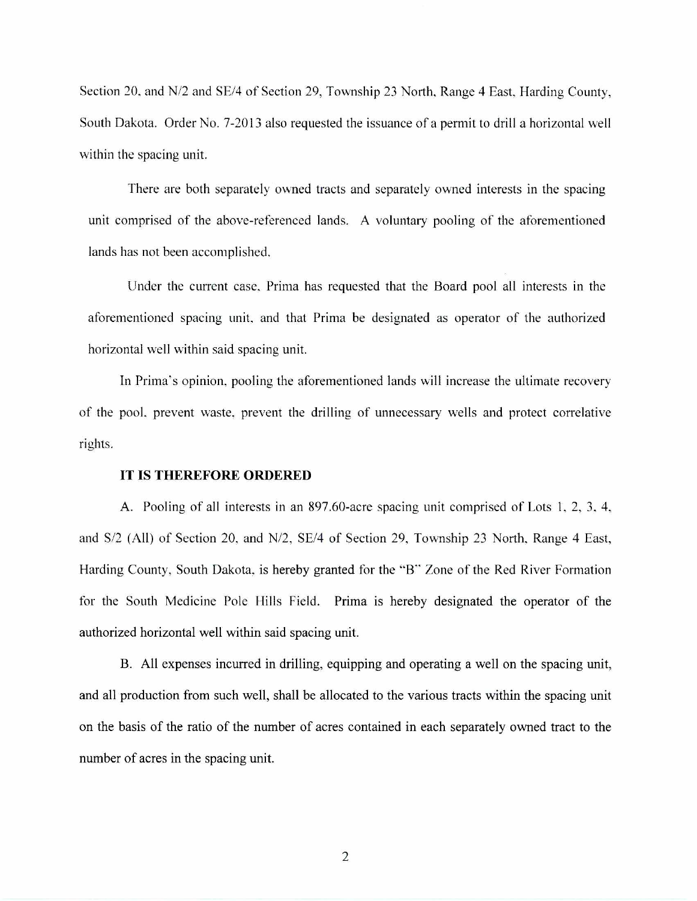Section 20, and N/2 and SE/4 of Section 29, Township 23 North, Range 4 East, Harding County, South Dakota. Order No. 7-2013 also requested the issuance of a permit to drill a horizontal well within the spacing unit.

There are both separately owned tracts and separately owned interests in the spacing unit comprised of the above-referenced lands. A voluntary pooling of the aforementioned lands has not been accomplished.

Under the current case, Prima has requested that the Board pool all interests in the aforementioned spacing unit, and that Prima be designated as operator of the authorized horizontal well within said spacing unit.

In Prima's opinion, pooling the aforementioned lands will increase the ultimate recovery of the pool, prevent waste, prevent the drilling of unnecessary wells and protect correlative rights.

**IT IS THEREFORE ORDERED**

A. Pooling of all interests in an 897.60-acre spacing unit comprised of Lots 1, 2, 3, 4, and S/2 (All) of Section 20, and N/2, SE/4 of Section 29, Township 23 North, Range 4 East, Harding County, South Dakota, is hereby granted for the "B" Zone of the Red River Formation for the South Medicine Pole Hills Field. Prima is hereby designated the operator of the authorized horizontal well within said spacing unit.

B. All expenses incurred in drilling, equipping and operating a well on the spacing unit, and all production from such well, shall be allocated to the various tracts within the spacing unit on the basis of the ratio of the number of acres contained in each separately owned tract to the number of acres in the spacing unit.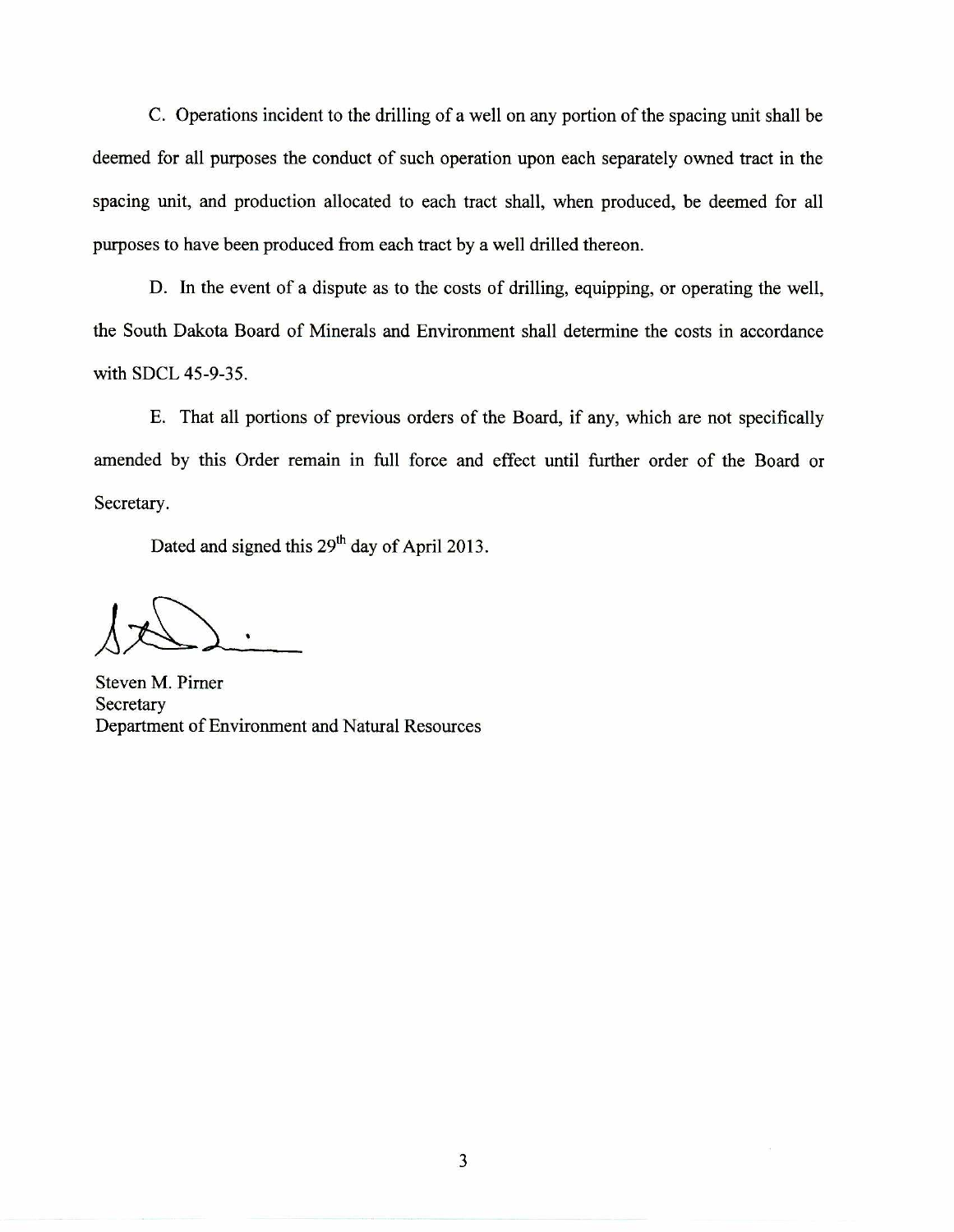C. Operations incident to the drilling of a well on any portion of the spacing unit shall be deemed for all purposes the conduct of such operation upon each separately owned tract in the spacing unit, and production allocated to each tract shall, when produced, be deemed for all purposes to have been produced from each tract by a well drilled thereon.

D. In the event of a dispute as to the costs of drilling, equipping, or operating the well, the South Dakota Board of Minerals and Environment shall determine the costs in accordance with SDCL 45-9-35.

E. That all portions of previous orders of the Board, if any, which are not specifically amended by this Order remain in full force and effect until further order of the Board or Secretary.

Dated and signed this 29th day of April 2013.

Steven M. Pirner
Secretary
Department of Environment and Natural Resources